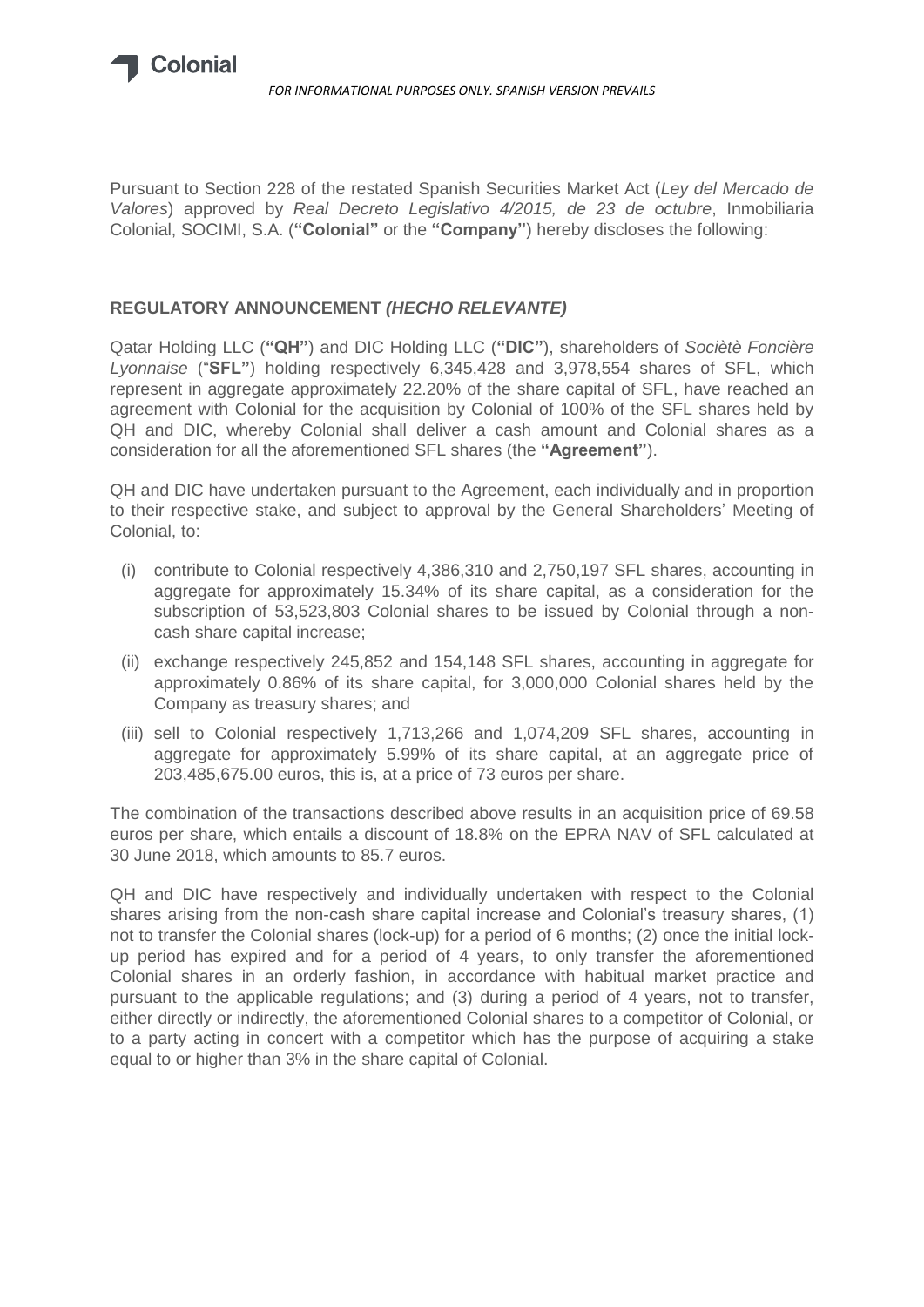Pursuant to Section 228 of the restated Spanish Securities Market Act (*Ley del Mercado de Valores*) approved by *Real Decreto Legislativo 4/2015, de 23 de octubre*, Inmobiliaria Colonial, SOCIMI, S.A. (**"Colonial"** or the **"Company"**) hereby discloses the following:

## REGULATORY ANNOUNCEMENT *(HECHO RELEVANTE)*

Qatar Holding LLC (**"QH"**) and DIC Holding LLC (**"DIC"**), shareholders of *Sociètè Foncière Lyonnaise* ("**SFL"**) holding respectively 6,345,428 and 3,978,554 shares of SFL, which represent in aggregate approximately 22.20% of the share capital of SFL, have reached an agreement with Colonial for the acquisition by Colonial of 100% of the SFL shares held by QH and DIC, whereby Colonial shall deliver a cash amount and Colonial shares as a consideration for all the aforementioned SFL shares (the **"Agreement"**).

QH and DIC have undertaken pursuant to the Agreement, each individually and in proportion to their respective stake, and subject to approval by the General Shareholders' Meeting of Colonial, to:

(i) contribute to Colonial respectively 4,386,310 and 2,750,197 SFL shares, accounting in aggregate for approximately 15.34% of its share capital, as a consideration for the subscription of 53,523,803 Colonial shares to be issued by Colonial through a non-cash share capital increase;

(ii) exchange respectively 245,852 and 154,148 SFL shares, accounting in aggregate for approximately 0.86% of its share capital, for 3,000,000 Colonial shares held by the Company as treasury shares; and

(iii) sell to Colonial respectively 1,713,266 and 1,074,209 SFL shares, accounting in aggregate for approximately 5.99% of its share capital, at an aggregate price of 203,485,675.00 euros, this is, at a price of 73 euros per share.

The combination of the transactions described above results in an acquisition price of 69.58 euros per share, which entails a discount of 18.8% on the EPRA NAV of SFL calculated at 30 June 2018, which amounts to 85.7 euros.

QH and DIC have respectively and individually undertaken with respect to the Colonial shares arising from the non-cash share capital increase and Colonial's treasury shares, (1) not to transfer the Colonial shares (lock-up) for a period of 6 months; (2) once the initial lock-up period has expired and for a period of 4 years, to only transfer the aforementioned Colonial shares in an orderly fashion, in accordance with habitual market practice and pursuant to the applicable regulations; and (3) during a period of 4 years, not to transfer, either directly or indirectly, the aforementioned Colonial shares to a competitor of Colonial, or to a party acting in concert with a competitor which has the purpose of acquiring a stake equal to or higher than 3% in the share capital of Colonial.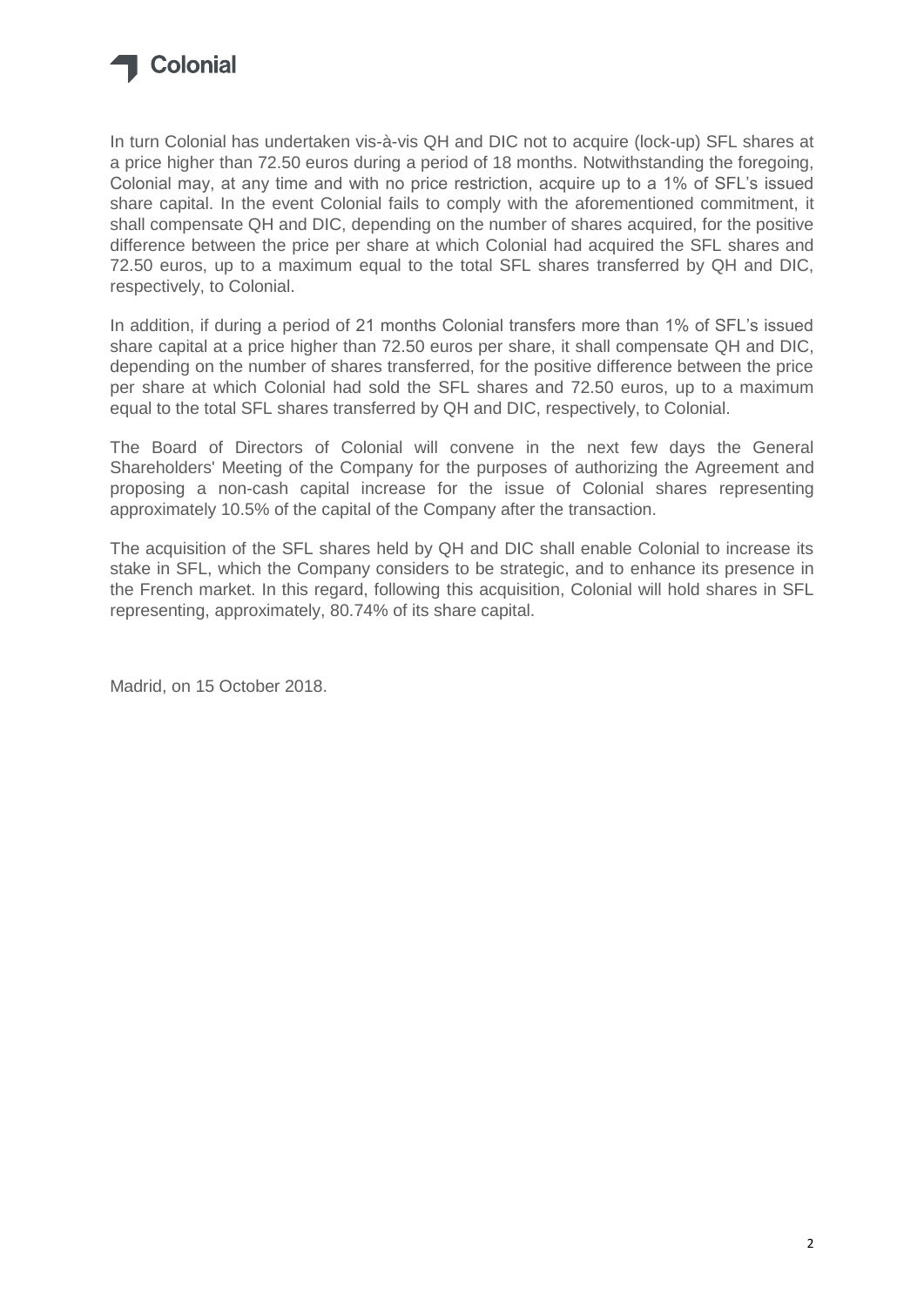In turn Colonial has undertaken vis-à-vis QH and DIC not to acquire (lock-up) SFL shares at a price higher than 72.50 euros during a period of 18 months. Notwithstanding the foregoing, Colonial may, at any time and with no price restriction, acquire up to a 1% of SFL's issued share capital. In the event Colonial fails to comply with the aforementioned commitment, it shall compensate QH and DIC, depending on the number of shares acquired, for the positive difference between the price per share at which Colonial had acquired the SFL shares and 72.50 euros, up to a maximum equal to the total SFL shares transferred by QH and DIC, respectively, to Colonial.

In addition, if during a period of 21 months Colonial transfers more than 1% of SFL's issued share capital at a price higher than 72.50 euros per share, it shall compensate QH and DIC, depending on the number of shares transferred, for the positive difference between the price per share at which Colonial had sold the SFL shares and 72.50 euros, up to a maximum equal to the total SFL shares transferred by QH and DIC, respectively, to Colonial.

The Board of Directors of Colonial will convene in the next few days the General Shareholders' Meeting of the Company for the purposes of authorizing the Agreement and proposing a non-cash capital increase for the issue of Colonial shares representing approximately 10.5% of the capital of the Company after the transaction.

The acquisition of the SFL shares held by QH and DIC shall enable Colonial to increase its stake in SFL, which the Company considers to be strategic, and to enhance its presence in the French market. In this regard, following this acquisition, Colonial will hold shares in SFL representing, approximately, 80.74% of its share capital.

Madrid, on 15 October 2018.